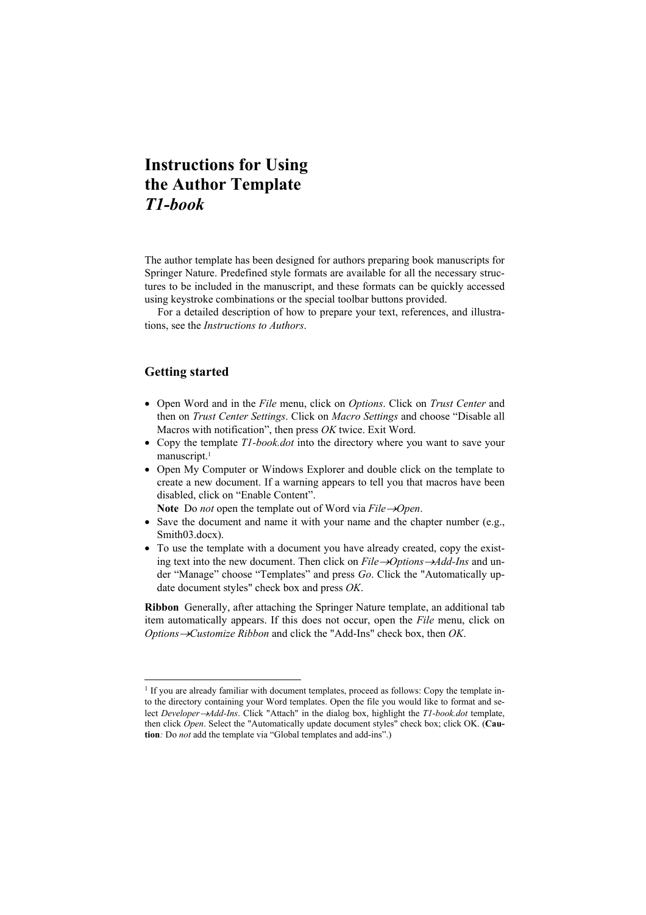# Instructions for Using the Author Template *T1-book*

The author template has been designed for authors preparing book manuscripts for Springer Nature. Predefined style formats are available for all the necessary structures to be included in the manuscript, and these formats can be quickly accessed using keystroke combinations or the special toolbar buttons provided.

For a detailed description of how to prepare your text, references, and illustrations, see the *Instructions to Authors*.

## Getting started

- Open Word and in the *File* menu, click on *Options*. Click on *Trust Center* and then on *Trust Center Settings*. Click on *Macro Settings* and choose "Disable all Macros with notification", then press *OK* twice. Exit Word.
- Copy the template *T1-book.dot* into the directory where you want to save your manuscript.[1]
- Open My Computer or Windows Explorer and double click on the template to create a new document. If a warning appears to tell you that macros have been disabled, click on "Enable Content".

  **Note** Do *not* open the template out of Word via *File→Open*.
- Save the document and name it with your name and the chapter number (e.g., Smith03.docx).
- To use the template with a document you have already created, copy the existing text into the new document. Then click on *File→Options→Add-Ins* and under "Manage" choose "Templates" and press *Go*. Click the "Automatically update document styles" check box and press *OK*.

**Ribbon** Generally, after attaching the Springer Nature template, an additional tab item automatically appears. If this does not occur, open the *File* menu, click on *Options→Customize Ribbon* and click the "Add-Ins" check box, then *OK*.

---

[1] If you are already familiar with document templates, proceed as follows: Copy the template into the directory containing your Word templates. Open the file you would like to format and select *Developer→Add-Ins*. Click "Attach" in the dialog box, highlight the *T1-book.dot* template, then click *Open*. Select the "Automatically update document styles" check box; click OK. (**Caution***:* Do *not* add the template via "Global templates and add-ins".)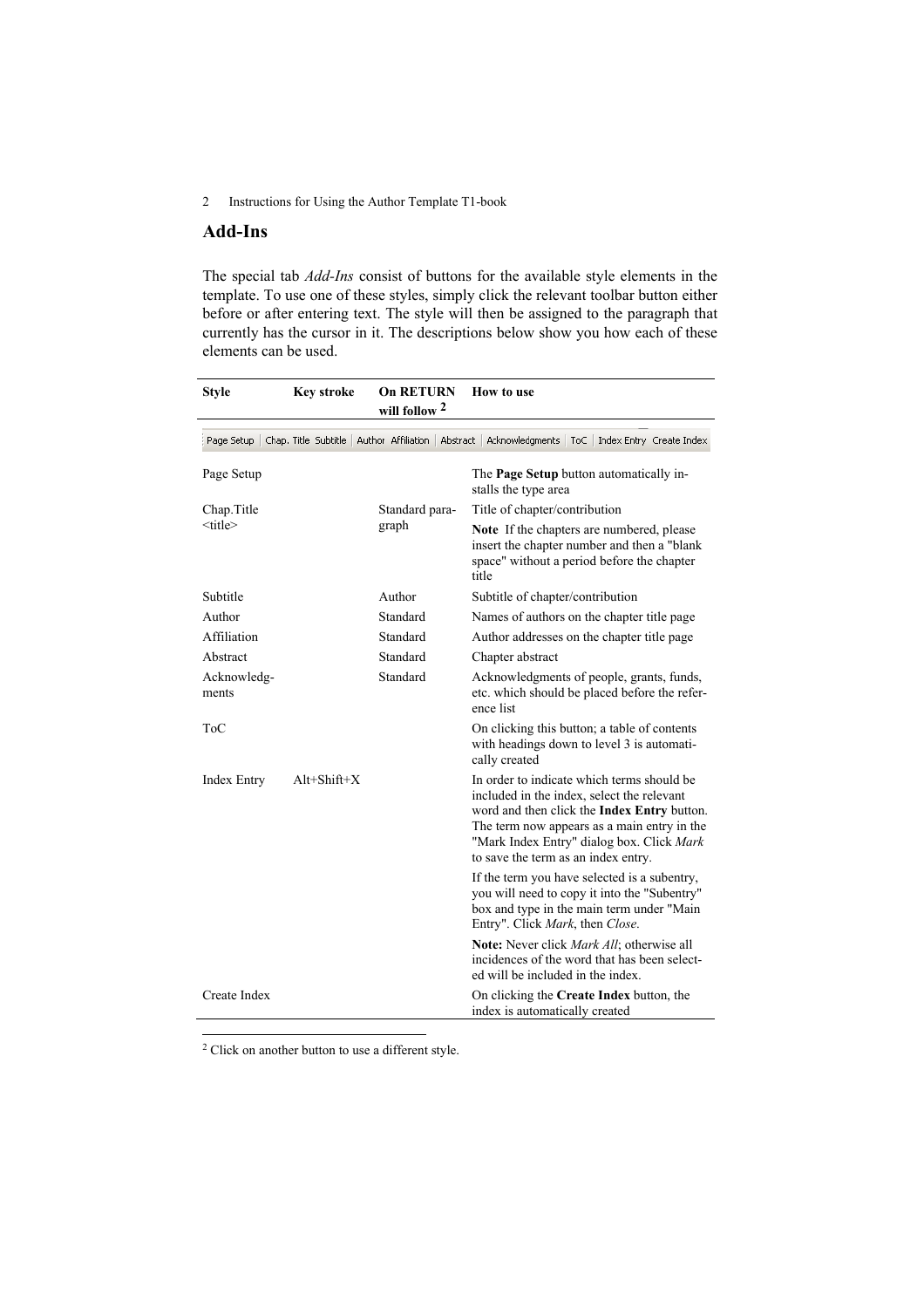## Add-Ins

The special tab *Add-Ins* consist of buttons for the available style elements in the template. To use one of these styles, simply click the relevant toolbar button either before or after entering text. The style will then be assigned to the paragraph that currently has the cursor in it. The descriptions below show you how each of these elements can be used.

| Style | Key stroke | On RETURN will follow [2] | How to use |
|---|---|---|---|
| Page Setup \| Chap. Title Subtitle \| Author Affiliation \| Abstract \| Acknowledgments \| ToC \| Index Entry Create Index | | | |
| Page Setup | | | The **Page Setup** button automatically installs the type area |
| Chap.Title <title> | | Standard paragraph | Title of chapter/contribution<br>**Note** If the chapters are numbered, please insert the chapter number and then a "blank space" without a period before the chapter title |
| Subtitle | | Author | Subtitle of chapter/contribution |
| Author | | Standard | Names of authors on the chapter title page |
| Affiliation | | Standard | Author addresses on the chapter title page |
| Abstract | | Standard | Chapter abstract |
| Acknowledgments | | Standard | Acknowledgments of people, grants, funds, etc. which should be placed before the reference list |
| ToC | | | On clicking this button; a table of contents with headings down to level 3 is automatically created |
| Index Entry | Alt+Shift+X | | In order to indicate which terms should be included in the index, select the relevant word and then click the **Index Entry** button. The term now appears as a main entry in the "Mark Index Entry" dialog box. Click *Mark* to save the term as an index entry.<br>If the term you have selected is a subentry, you will need to copy it into the "Subentry" box and type in the main term under "Main Entry". Click *Mark*, then *Close*.<br>**Note:** Never click *Mark All*; otherwise all incidences of the word that has been selected will be included in the index. |
| Create Index | | | On clicking the **Create Index** button, the index is automatically created |

[2] Click on another button to use a different style.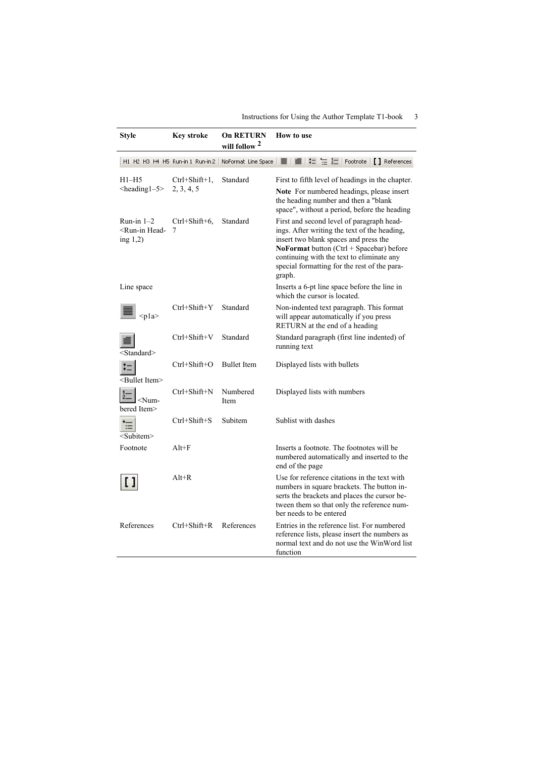| Style | Key stroke | On RETURN will follow [2] | How to use |
|---|---|---|---|
| H1 H2 H3 H4 H5 Run-in 1 Run-in 2 NoFormat Line Space | | | Footnote [ ] References |
| H1–H5 <heading1–5> | Ctrl+Shift+1, 2, 3, 4, 5 | Standard | First to fifth level of headings in the chapter. **Note** For numbered headings, please insert the heading number and then a "blank space", without a period, before the heading |
| Run-in 1–2 <Run-in Heading 1,2) | Ctrl+Shift+6, 7 | Standard | First and second level of paragraph headings. After writing the text of the heading, insert two blank spaces and press the **NoFormat** button (Ctrl + Spacebar) before continuing with the text to eliminate any special formatting for the rest of the paragraph. |
| Line space | | | Inserts a 6-pt line space before the line in which the cursor is located. |
| <p1a> | Ctrl+Shift+Y | Standard | Non-indented text paragraph. This format will appear automatically if you press RETURN at the end of a heading |
| <Standard> | Ctrl+Shift+V | Standard | Standard paragraph (first line indented) of running text |
| <Bullet Item> | Ctrl+Shift+O | Bullet Item | Displayed lists with bullets |
| <Numbered Item> | Ctrl+Shift+N | Numbered Item | Displayed lists with numbers |
| <Subitem> | Ctrl+Shift+S | Subitem | Sublist with dashes |
| Footnote | Alt+F | | Inserts a footnote. The footnotes will be numbered automatically and inserted to the end of the page |
| [ ] | Alt+R | | Use for reference citations in the text with numbers in square brackets. The button inserts the brackets and places the cursor between them so that only the reference number needs to be entered |
| References | Ctrl+Shift+R | References | Entries in the reference list. For numbered reference lists, please insert the numbers as normal text and do not use the WinWord list function |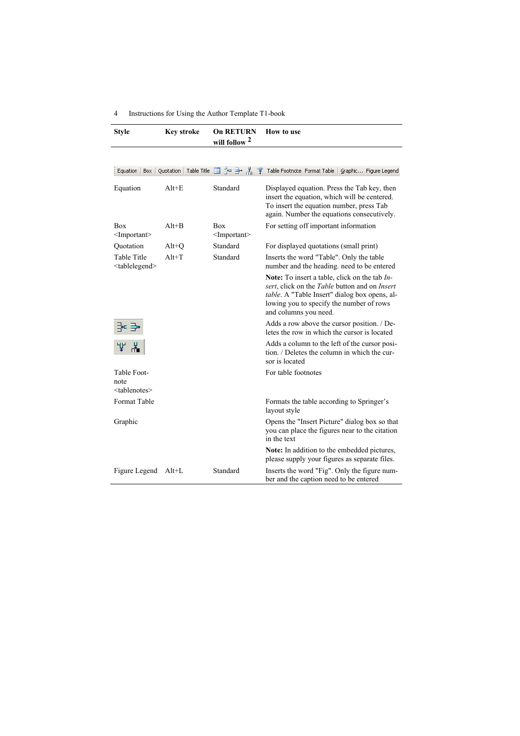| Style | Key stroke | On RETURN will follow [2] | How to use |
|---|---|---|---|
| Equation | Alt+E | Standard | Displayed equation. Press the Tab key, then insert the equation, which will be centered. To insert the equation number, press Tab again. Number the equations consecutively. |
| Box <Important> | Alt+B | Box <Important> | For setting off important information |
| Quotation | Alt+Q | Standard | For displayed quotations (small print) |
| Table Title <tablelegend> | Alt+T | Standard | Inserts the word "Table". Only the table number and the heading. need to be entered |
| | | | **Note:** To insert a table, click on the tab *Insert*, click on the *Table* button and on *Insert table*. A "Table Insert" dialog box opens, allowing you to specify the number of rows and columns you need. |
| | | | Adds a row above the cursor position. / Deletes the row in which the cursor is located |
| | | | Adds a column to the left of the cursor position. / Deletes the column in which the cursor is located |
| Table Footnote <tablenotes> | | | For table footnotes |
| Format Table | | | Formats the table according to Springer's layout style |
| Graphic | | | Opens the "Insert Picture" dialog box so that you can place the figures near to the citation in the text |
| | | | **Note:** In addition to the embedded pictures, please supply your figures as separate files. |
| Figure Legend | Alt+L | Standard | Inserts the word "Fig". Only the figure number and the caption need to be entered |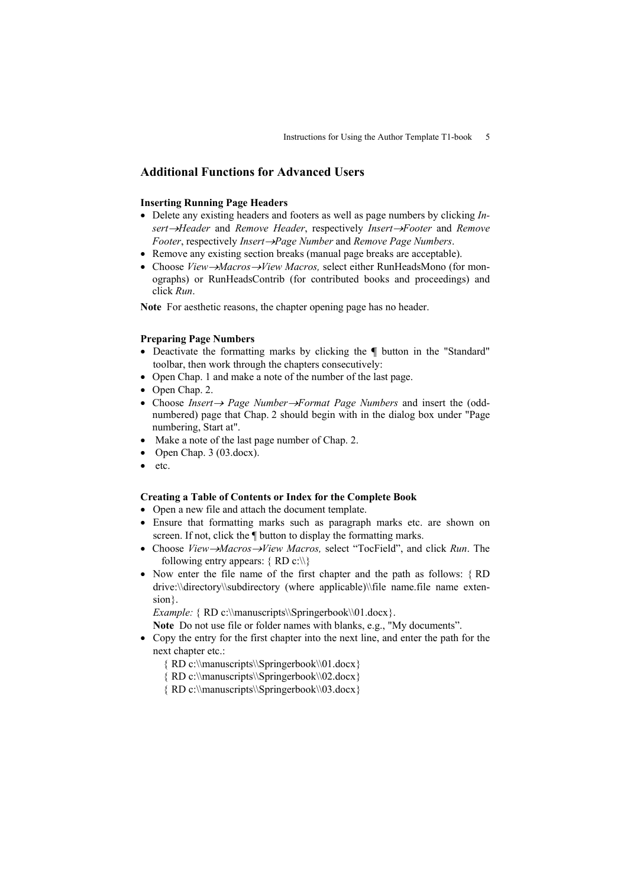## Additional Functions for Advanced Users

**Inserting Running Page Headers**

- Delete any existing headers and footers as well as page numbers by clicking *Insert→Header* and *Remove Header*, respectively *Insert→Footer* and *Remove Footer*, respectively *Insert→Page Number* and *Remove Page Numbers*.
- Remove any existing section breaks (manual page breaks are acceptable).
- Choose *View→Macros→View Macros,* select either RunHeadsMono (for monographs) or RunHeadsContrib (for contributed books and proceedings) and click *Run*.

**Note** For aesthetic reasons, the chapter opening page has no header.

**Preparing Page Numbers**

- Deactivate the formatting marks by clicking the ¶ button in the "Standard" toolbar, then work through the chapters consecutively:
- Open Chap. 1 and make a note of the number of the last page.
- Open Chap. 2.
- Choose *Insert→ Page Number→Format Page Numbers* and insert the (odd-numbered) page that Chap. 2 should begin with in the dialog box under "Page numbering, Start at".
- Make a note of the last page number of Chap. 2.
- Open Chap. 3 (03.docx).
- etc.

**Creating a Table of Contents or Index for the Complete Book**

- Open a new file and attach the document template.
- Ensure that formatting marks such as paragraph marks etc. are shown on screen. If not, click the ¶ button to display the formatting marks.
- Choose *View→Macros→View Macros,* select "TocField", and click *Run*. The following entry appears: { RD c:\\}
- Now enter the file name of the first chapter and the path as follows: { RD drive:\\directory\\subdirectory (where applicable)\\file name.file name extension}.

  *Example:* { RD c:\\manuscripts\\Springerbook\\01.docx}.

  **Note** Do not use file or folder names with blanks, e.g., "My documents".
- Copy the entry for the first chapter into the next line, and enter the path for the next chapter etc.:

  { RD c:\\manuscripts\\Springerbook\\01.docx}
  { RD c:\\manuscripts\\Springerbook\\02.docx}
  { RD c:\\manuscripts\\Springerbook\\03.docx}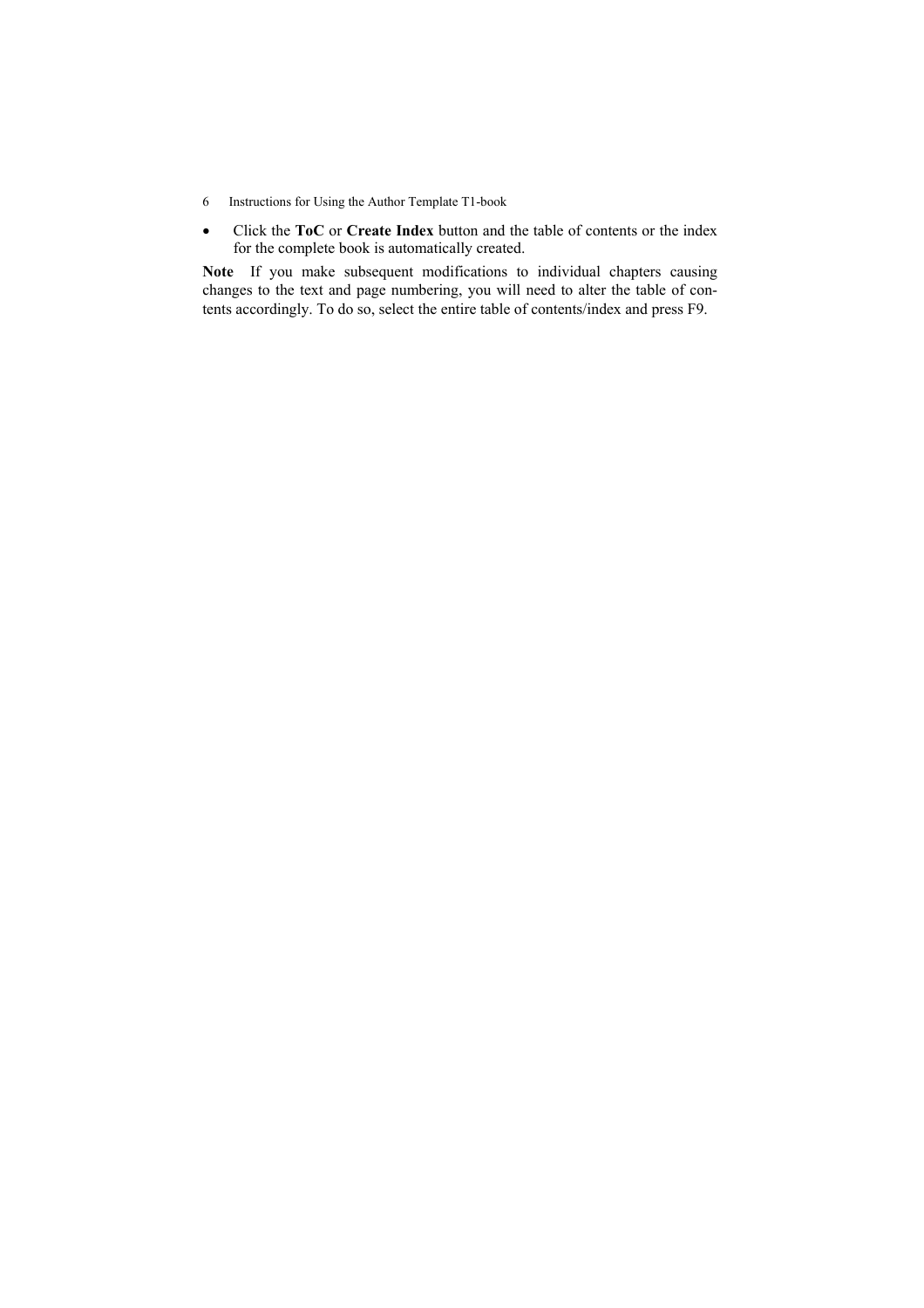- Click the **ToC** or **Create Index** button and the table of contents or the index for the complete book is automatically created.

**Note** If you make subsequent modifications to individual chapters causing changes to the text and page numbering, you will need to alter the table of contents accordingly. To do so, select the entire table of contents/index and press F9.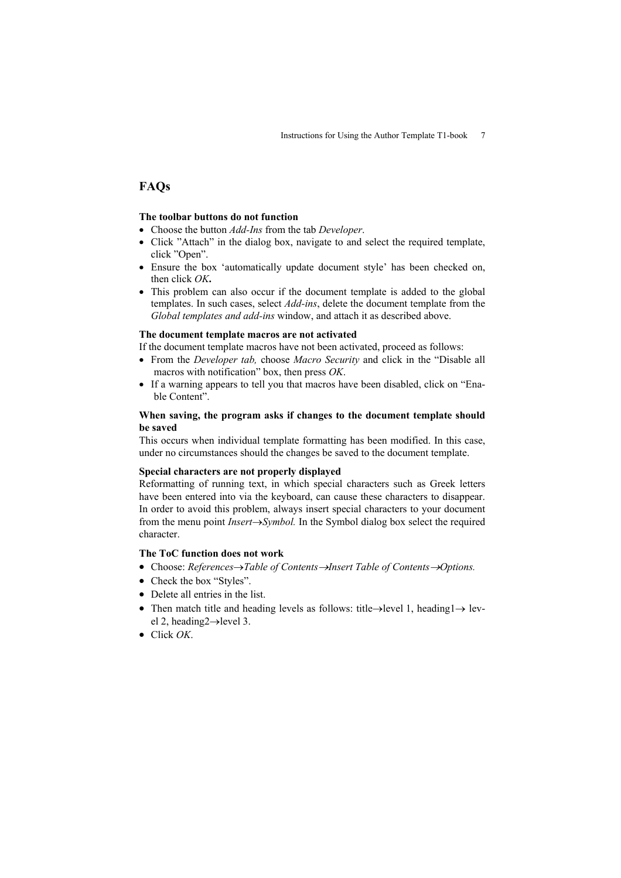## FAQs

**The toolbar buttons do not function**

- Choose the button *Add-Ins* from the tab *Developer*.
- Click "Attach" in the dialog box, navigate to and select the required template, click "Open".
- Ensure the box 'automatically update document style' has been checked on, then click *OK*.
- This problem can also occur if the document template is added to the global templates. In such cases, select *Add-ins*, delete the document template from the *Global templates and add-ins* window, and attach it as described above.

**The document template macros are not activated**

If the document template macros have not been activated, proceed as follows:

- From the *Developer tab,* choose *Macro Security* and click in the "Disable all macros with notification" box, then press *OK*.
- If a warning appears to tell you that macros have been disabled, click on "Enable Content".

**When saving, the program asks if changes to the document template should be saved**

This occurs when individual template formatting has been modified. In this case, under no circumstances should the changes be saved to the document template.

**Special characters are not properly displayed**

Reformatting of running text, in which special characters such as Greek letters have been entered into via the keyboard, can cause these characters to disappear. In order to avoid this problem, always insert special characters to your document from the menu point *Insert→Symbol.* In the Symbol dialog box select the required character.

**The ToC function does not work**

- Choose: *References→Table of Contents→Insert Table of Contents→Options.*
- Check the box "Styles".
- Delete all entries in the list.
- Then match title and heading levels as follows: title→level 1, heading1→ level 2, heading2→level 3.
- Click *OK.*